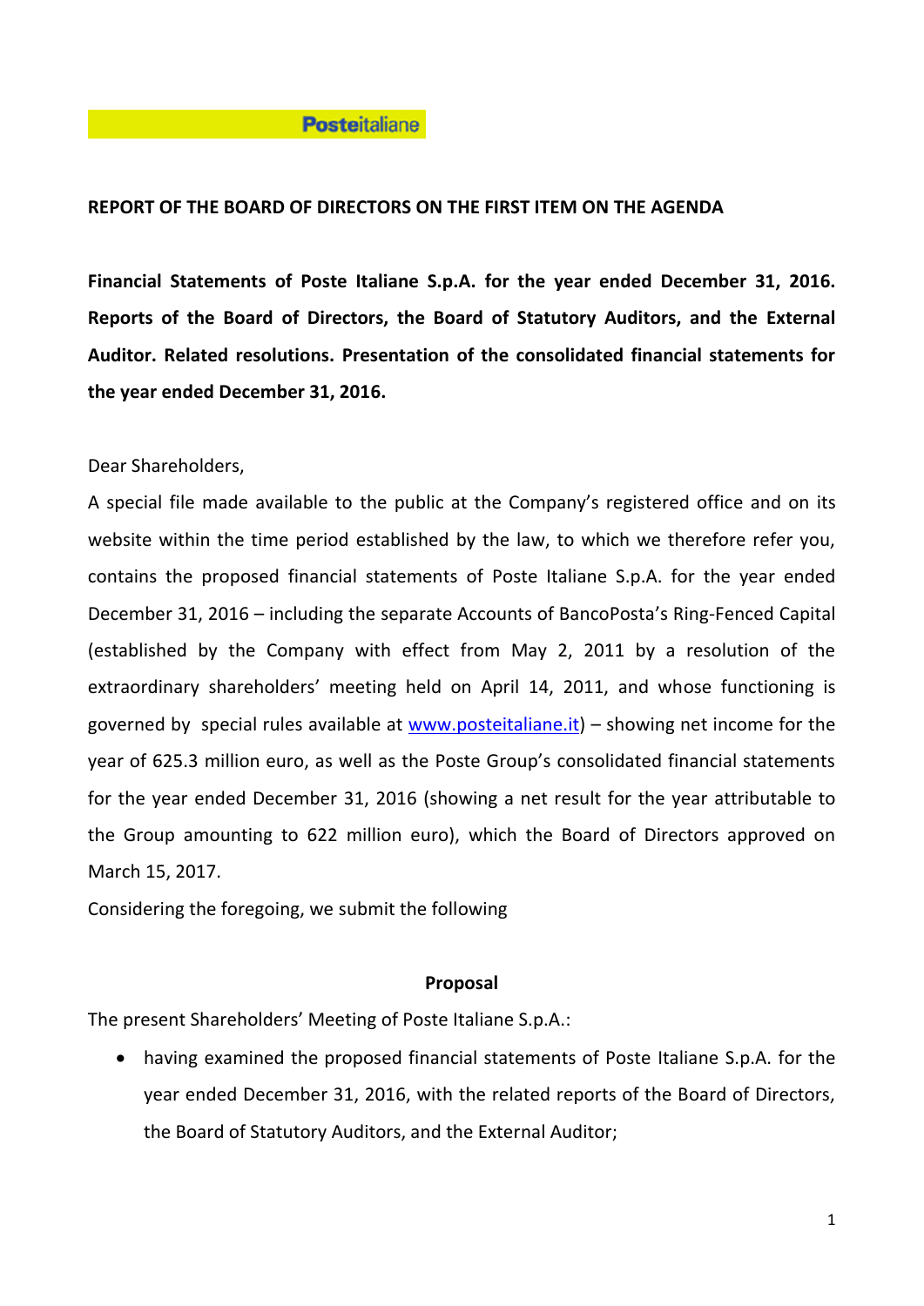**Posteitaliane**

## REPORT OF THE BOARD OF DIRECTORS ON THE FIRST ITEM ON THE AGENDA

**Financial Statements of Poste Italiane S.p.A. for the year ended December 31, 2016. Reports of the Board of Directors, the Board of Statutory Auditors, and the External Auditor. Related resolutions. Presentation of the consolidated financial statements for the year ended December 31, 2016.**

Dear Shareholders,

A special file made available to the public at the Company's registered office and on its website within the time period established by the law, to which we therefore refer you, contains the proposed financial statements of Poste Italiane S.p.A. for the year ended December 31, 2016 – including the separate Accounts of BancoPosta's Ring-Fenced Capital (established by the Company with effect from May 2, 2011 by a resolution of the extraordinary shareholders' meeting held on April 14, 2011, and whose functioning is governed by special rules available at www.posteitaliane.it) – showing net income for the year of 625.3 million euro, as well as the Poste Group's consolidated financial statements for the year ended December 31, 2016 (showing a net result for the year attributable to the Group amounting to 622 million euro), which the Board of Directors approved on March 15, 2017.

Considering the foregoing, we submit the following

**Proposal**

The present Shareholders' Meeting of Poste Italiane S.p.A.:

- having examined the proposed financial statements of Poste Italiane S.p.A. for the year ended December 31, 2016, with the related reports of the Board of Directors, the Board of Statutory Auditors, and the External Auditor;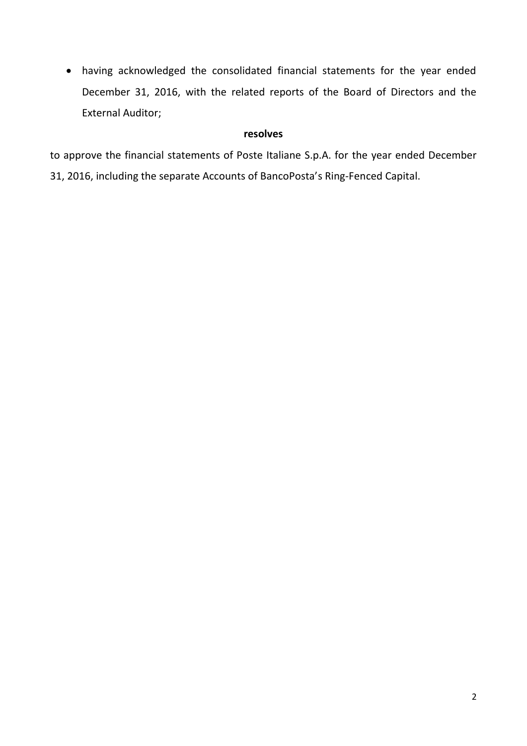- having acknowledged the consolidated financial statements for the year ended December 31, 2016, with the related reports of the Board of Directors and the External Auditor;

**resolves**

to approve the financial statements of Poste Italiane S.p.A. for the year ended December 31, 2016, including the separate Accounts of BancoPosta's Ring-Fenced Capital.